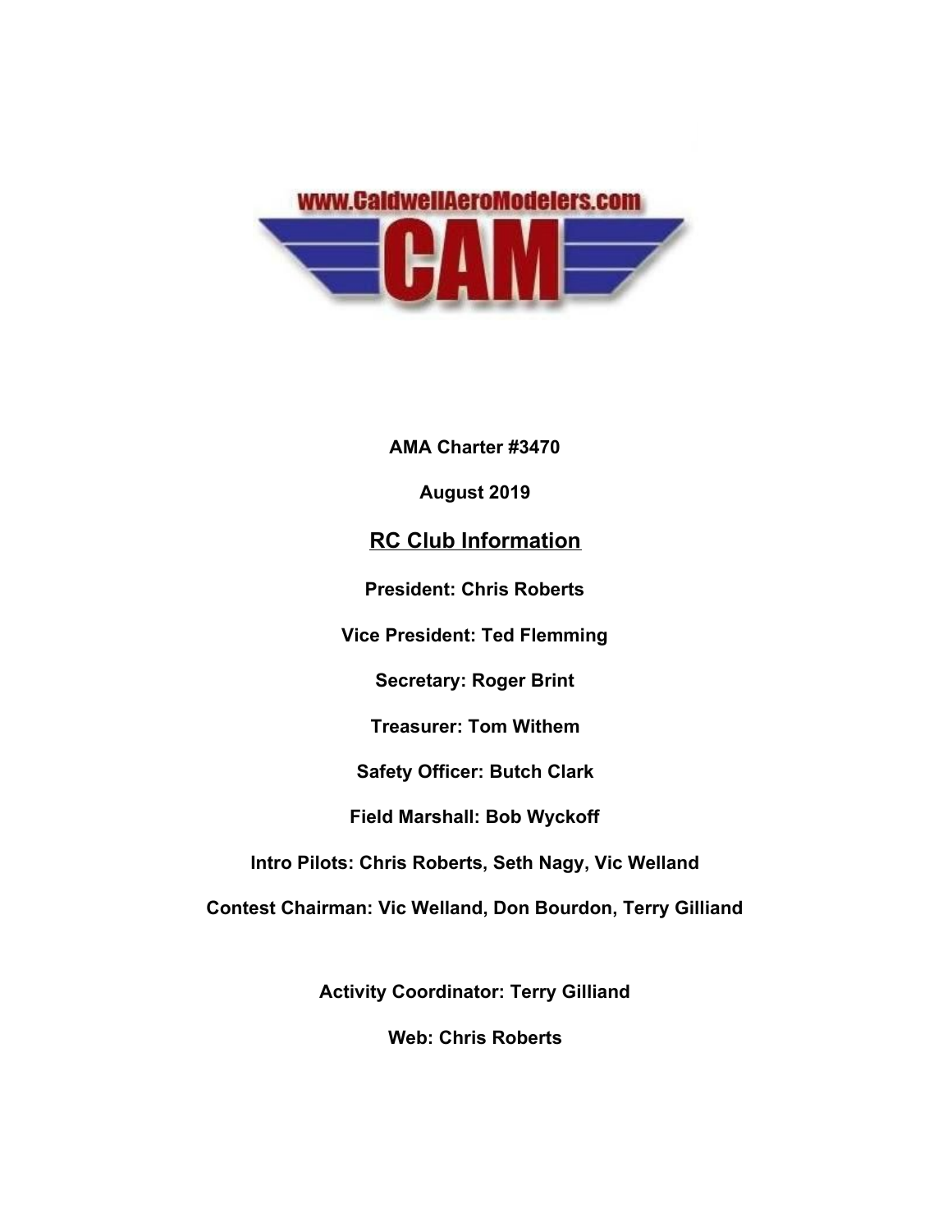www.CaldwellAeroModelers.com

CAM

**AMA Charter #3470**

**August 2019**

## RC Club Information

**President: Chris Roberts**

**Vice President: Ted Flemming**

**Secretary: Roger Brint**

**Treasurer: Tom Withem**

**Safety Officer: Butch Clark**

**Field Marshall: Bob Wyckoff**

**Intro Pilots: Chris Roberts, Seth Nagy, Vic Welland**

**Contest Chairman: Vic Welland, Don Bourdon, Terry Gilliand**

**Activity Coordinator: Terry Gilliand**

**Web: Chris Roberts**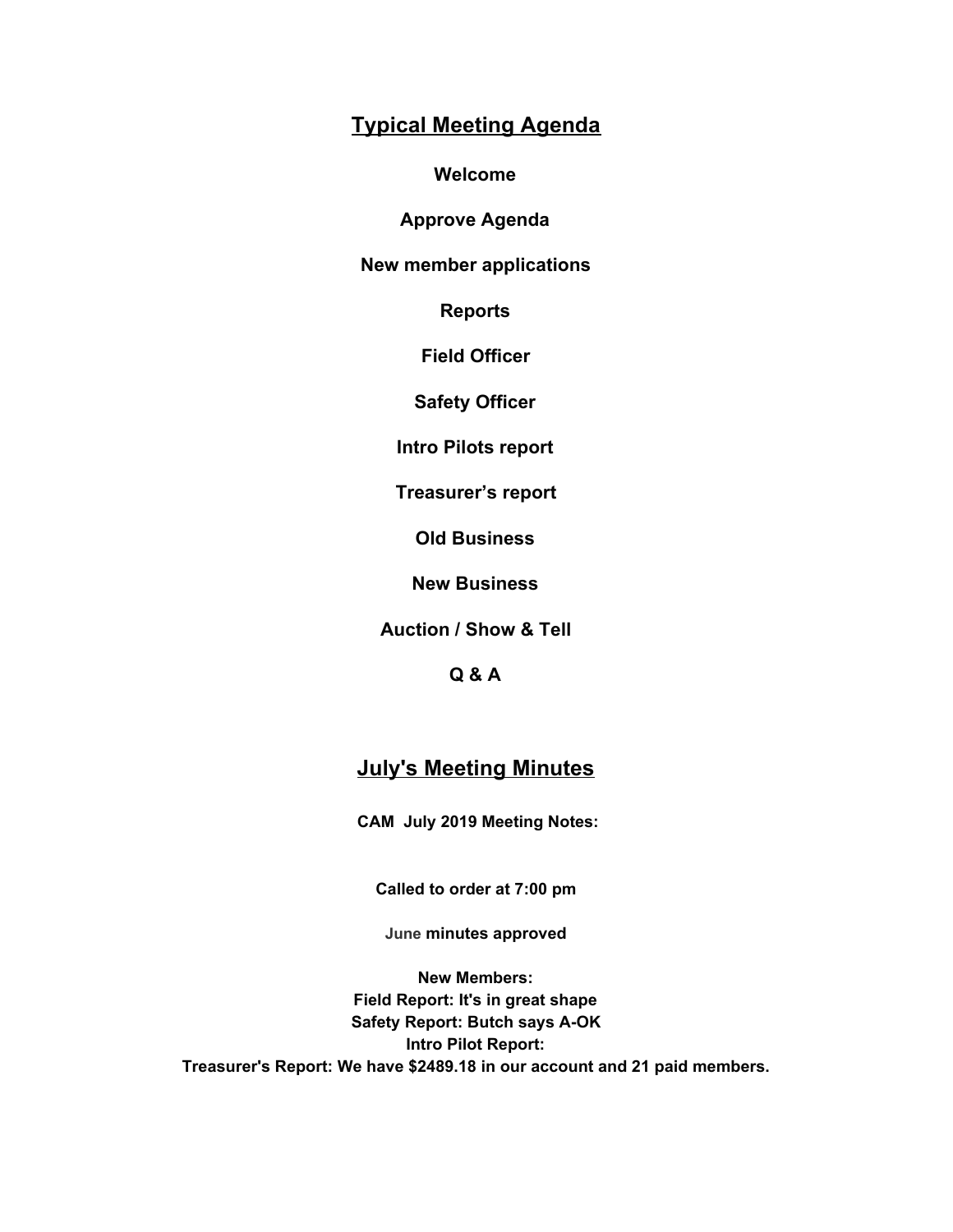## Typical Meeting Agenda

**Welcome**

**Approve Agenda**

**New member applications**

**Reports**

**Field Officer**

**Safety Officer**

**Intro Pilots report**

**Treasurer's report**

**Old Business**

**New Business**

**Auction / Show & Tell**

**Q & A**

## July's Meeting Minutes

**CAM July 2019 Meeting Notes:**

**Called to order at 7:00 pm**

**June minutes approved**

**New Members:**
**Field Report: It's in great shape**
**Safety Report: Butch says A-OK**
**Intro Pilot Report:**
**Treasurer's Report: We have $2489.18 in our account and 21 paid members.**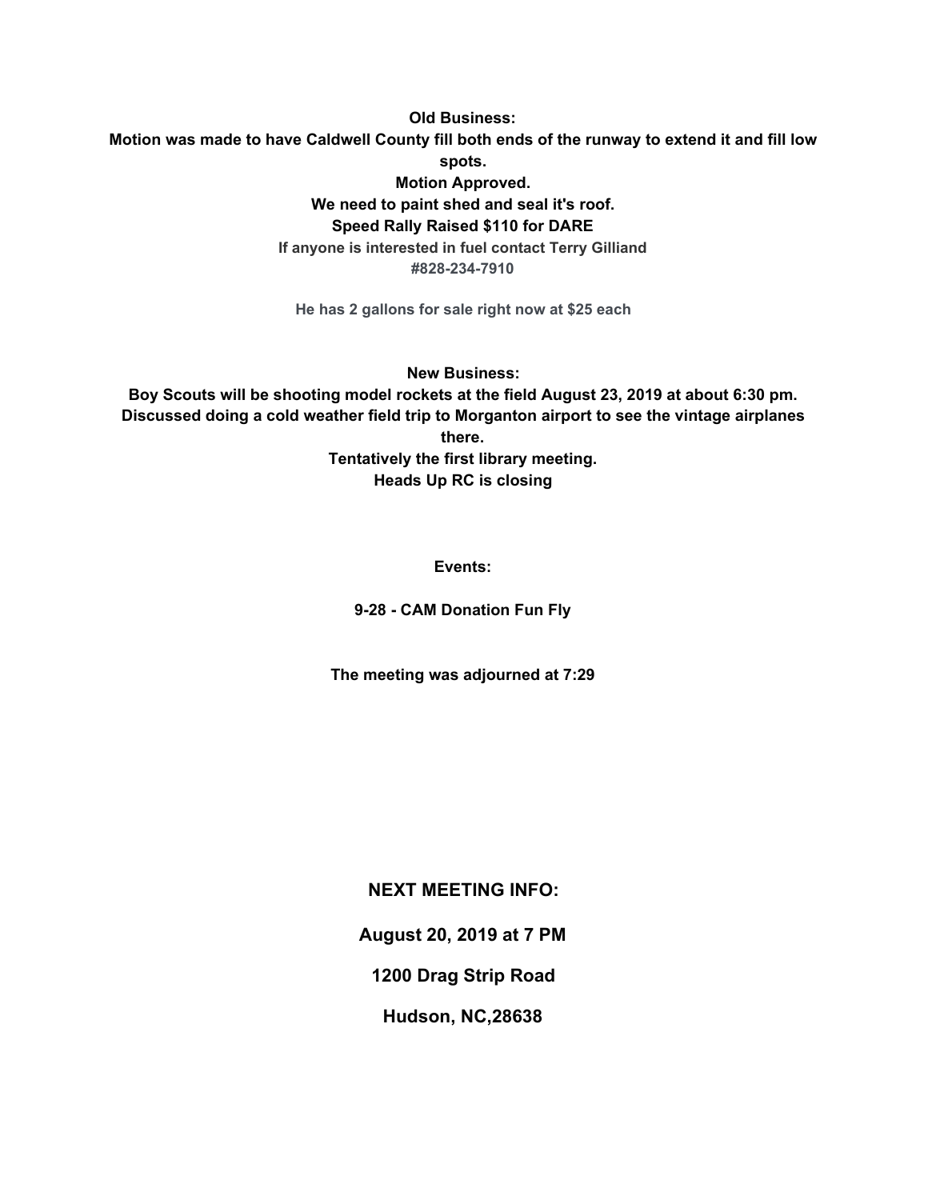**Old Business:**

**Motion was made to have Caldwell County fill both ends of the runway to extend it and fill low spots.**

**Motion Approved.**

**We need to paint shed and seal it's roof.**

**Speed Rally Raised $110 for DARE**

**If anyone is interested in fuel contact Terry Gilliand**
**#828-234-7910**

**He has 2 gallons for sale right now at $25 each**

**New Business:**

**Boy Scouts will be shooting model rockets at the field August 23, 2019 at about 6:30 pm.**

**Discussed doing a cold weather field trip to Morganton airport to see the vintage airplanes there.**

**Tentatively the first library meeting.**

**Heads Up RC is closing**

**Events:**

**9-28 - CAM Donation Fun Fly**

**The meeting was adjourned at 7:29**

## NEXT MEETING INFO:

**August 20, 2019 at 7 PM**

**1200 Drag Strip Road**

**Hudson, NC,28638**